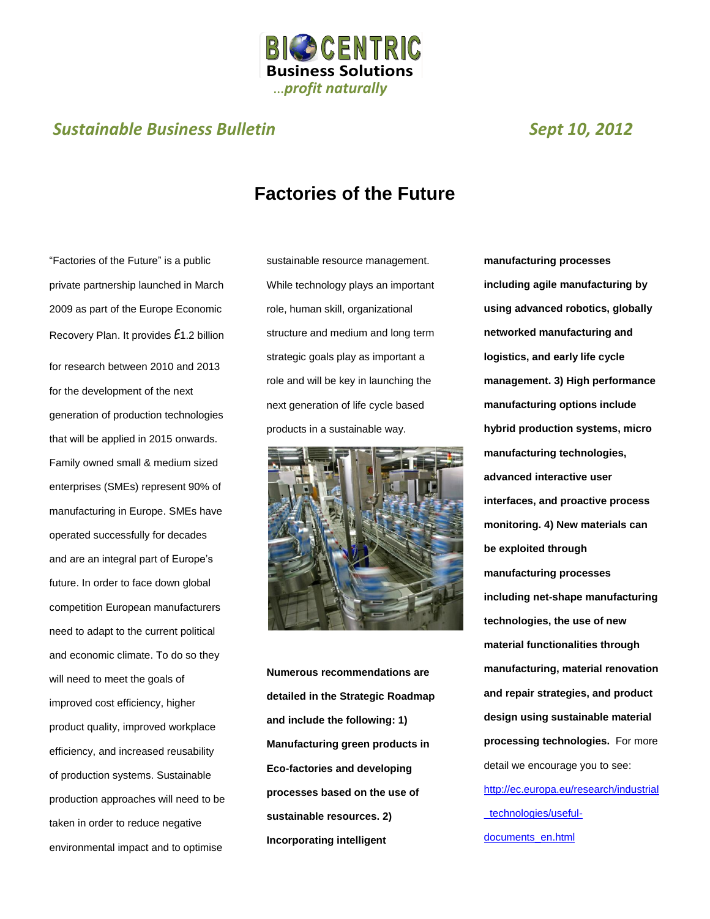BIOCENTRIC Business Solutions

...*profit naturally*

***Sustainable Business Bulletin*** ***Sept 10, 2012***

# Factories of the Future

"Factories of the Future" is a public private partnership launched in March 2009 as part of the Europe Economic Recovery Plan. It provides €1.2 billion for research between 2010 and 2013 for the development of the next generation of production technologies that will be applied in 2015 onwards. Family owned small & medium sized enterprises (SMEs) represent 90% of manufacturing in Europe. SMEs have operated successfully for decades and are an integral part of Europe's future. In order to face down global competition European manufacturers need to adapt to the current political and economic climate. To do so they will need to meet the goals of improved cost efficiency, higher product quality, improved workplace efficiency, and increased reusability of production systems. Sustainable production approaches will need to be taken in order to reduce negative environmental impact and to optimise sustainable resource management. While technology plays an important role, human skill, organizational structure and medium and long term strategic goals play as important a role and will be key in launching the next generation of life cycle based products in a sustainable way.

**Numerous recommendations are detailed in the Strategic Roadmap and include the following: 1) Manufacturing green products in Eco-factories and developing processes based on the use of sustainable resources. 2) Incorporating intelligent manufacturing processes including agile manufacturing by using advanced robotics, globally networked manufacturing and logistics, and early life cycle management. 3) High performance manufacturing options include hybrid production systems, micro manufacturing technologies, advanced interactive user interfaces, and proactive process monitoring. 4) New materials can be exploited through manufacturing processes including net-shape manufacturing technologies, the use of new material functionalities through manufacturing, material renovation and repair strategies, and product design using sustainable material processing technologies.** For more detail we encourage you to see: [http://ec.europa.eu/research/industrial_technologies/useful-documents_en.html](http://ec.europa.eu/research/industrial_technologies/useful-documents_en.html)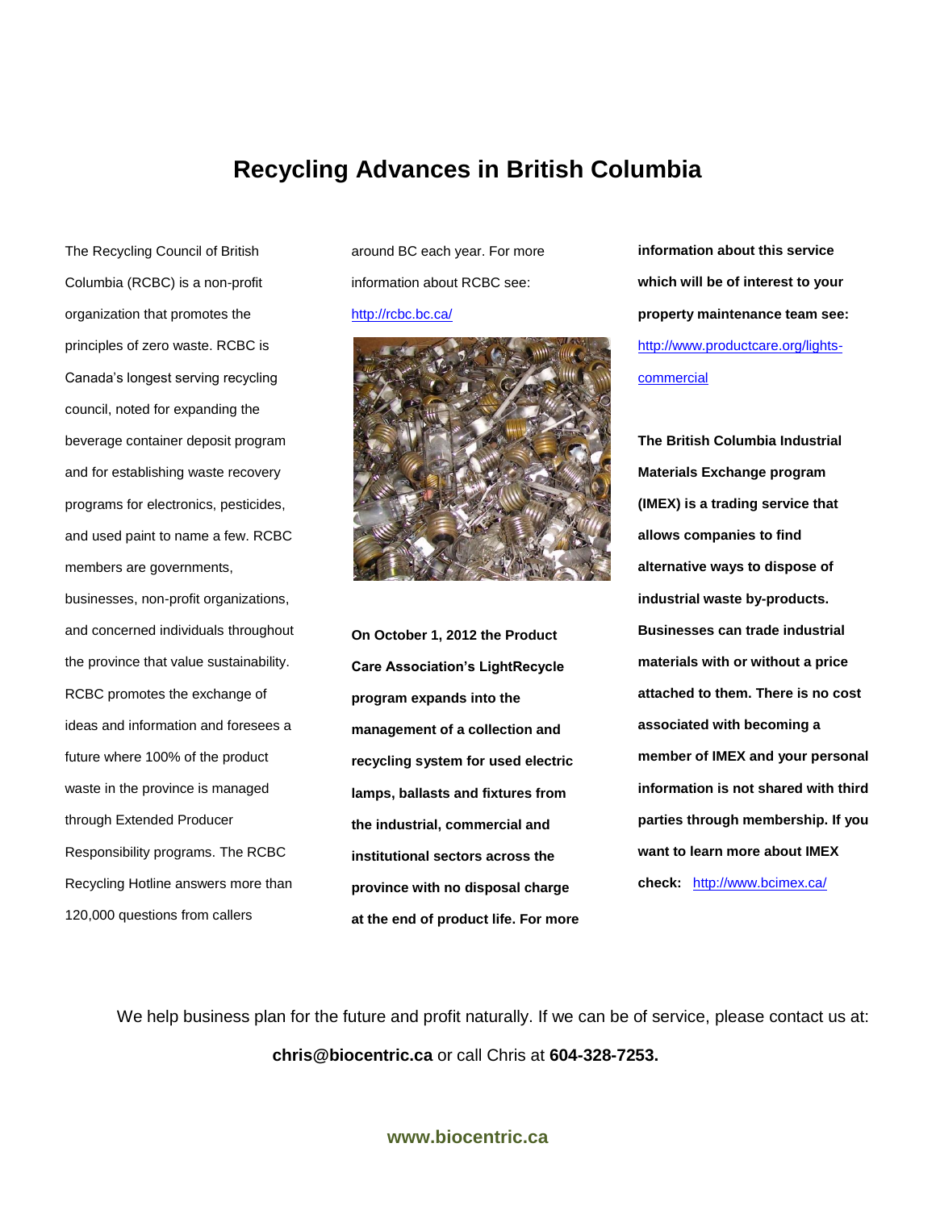# Recycling Advances in British Columbia

The Recycling Council of British Columbia (RCBC) is a non-profit organization that promotes the principles of zero waste. RCBC is Canada's longest serving recycling council, noted for expanding the beverage container deposit program and for establishing waste recovery programs for electronics, pesticides, and used paint to name a few. RCBC members are governments, businesses, non-profit organizations, and concerned individuals throughout the province that value sustainability. RCBC promotes the exchange of ideas and information and foresees a future where 100% of the product waste in the province is managed through Extended Producer Responsibility programs. The RCBC Recycling Hotline answers more than 120,000 questions from callers around BC each year. For more information about RCBC see: http://rcbc.bc.ca/

**On October 1, 2012 the Product Care Association's LightRecycle program expands into the management of a collection and recycling system for used electric lamps, ballasts and fixtures from the industrial, commercial and institutional sectors across the province with no disposal charge at the end of product life. For more information about this service which will be of interest to your property maintenance team see:** http://www.productcare.org/lights-commercial

**The British Columbia Industrial Materials Exchange program (IMEX) is a trading service that allows companies to find alternative ways to dispose of industrial waste by-products. Businesses can trade industrial materials with or without a price attached to them. There is no cost associated with becoming a member of IMEX and your personal information is not shared with third parties through membership. If you want to learn more about IMEX check:** http://www.bcimex.ca/

We help business plan for the future and profit naturally. If we can be of service, please contact us at:

**chris@biocentric.ca** or call Chris at **604-328-7253.**

**www.biocentric.ca**